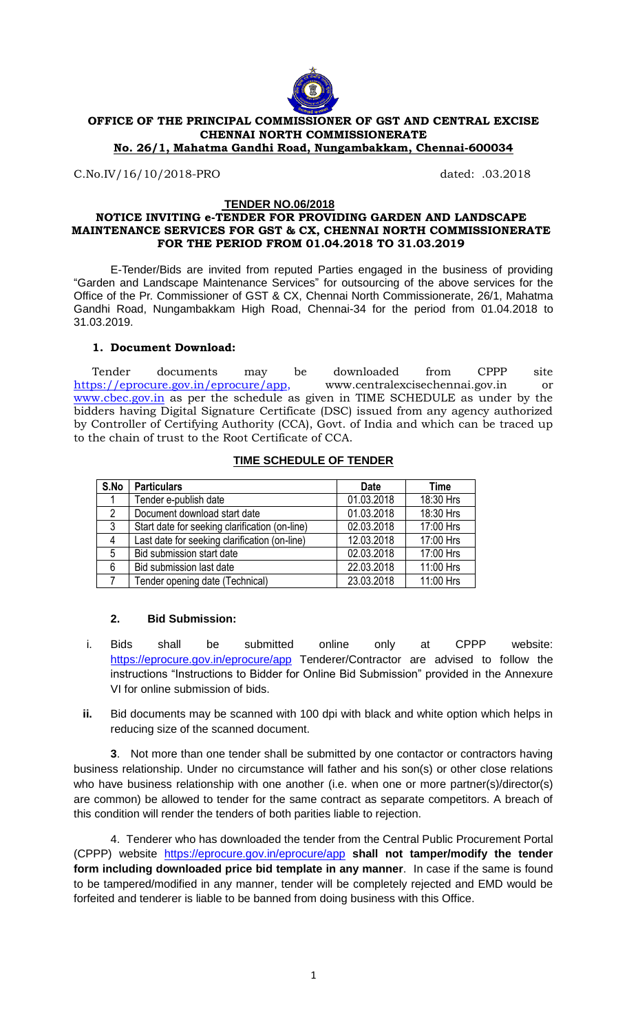# OFFICE OF THE PRINCIPAL COMMISSIONER OF GST AND CENTRAL EXCISE CHENNAI NORTH COMMISSIONERATE

**No. 26/1, Mahatma Gandhi Road, Nungambakkam, Chennai-600034**

C.No.IV/16/10/2018-PRO dated: .03.2018

## TENDER NO.06/2018

### NOTICE INVITING e-TENDER FOR PROVIDING GARDEN AND LANDSCAPE MAINTENANCE SERVICES FOR GST & CX, CHENNAI NORTH COMMISSIONERATE FOR THE PERIOD FROM 01.04.2018 TO 31.03.2019

E-Tender/Bids are invited from reputed Parties engaged in the business of providing "Garden and Landscape Maintenance Services" for outsourcing of the above services for the Office of the Pr. Commissioner of GST & CX, Chennai North Commissionerate, 26/1, Mahatma Gandhi Road, Nungambakkam High Road, Chennai-34 for the period from 01.04.2018 to 31.03.2019.

### 1. Document Download:

Tender documents may be downloaded from CPPP site https://eprocure.gov.in/eprocure/app, www.centralexcisechennai.gov.in or www.cbec.gov.in as per the schedule as given in TIME SCHEDULE as under by the bidders having Digital Signature Certificate (DSC) issued from any agency authorized by Controller of Certifying Authority (CCA), Govt. of India and which can be traced up to the chain of trust to the Root Certificate of CCA.

**TIME SCHEDULE OF TENDER**

| S.No | Particulars | Date | Time |
|---|---|---|---|
| 1 | Tender e-publish date | 01.03.2018 | 18:30 Hrs |
| 2 | Document download start date | 01.03.2018 | 18:30 Hrs |
| 3 | Start date for seeking clarification (on-line) | 02.03.2018 | 17:00 Hrs |
| 4 | Last date for seeking clarification (on-line) | 12.03.2018 | 17:00 Hrs |
| 5 | Bid submission start date | 02.03.2018 | 17:00 Hrs |
| 6 | Bid submission last date | 22.03.2018 | 11:00 Hrs |
| 7 | Tender opening date (Technical) | 23.03.2018 | 11:00 Hrs |

### 2. Bid Submission:

i. Bids shall be submitted online only at CPPP website: https://eprocure.gov.in/eprocure/app Tenderer/Contractor are advised to follow the instructions "Instructions to Bidder for Online Bid Submission" provided in the Annexure VI for online submission of bids.

**ii.** Bid documents may be scanned with 100 dpi with black and white option which helps in reducing size of the scanned document.

**3**. Not more than one tender shall be submitted by one contactor or contractors having business relationship. Under no circumstance will father and his son(s) or other close relations who have business relationship with one another (i.e. when one or more partner(s)/director(s) are common) be allowed to tender for the same contract as separate competitors. A breach of this condition will render the tenders of both parities liable to rejection.

4. Tenderer who has downloaded the tender from the Central Public Procurement Portal (CPPP) website https://eprocure.gov.in/eprocure/app **shall not tamper/modify the tender form including downloaded price bid template in any manner**. In case if the same is found to be tampered/modified in any manner, tender will be completely rejected and EMD would be forfeited and tenderer is liable to be banned from doing business with this Office.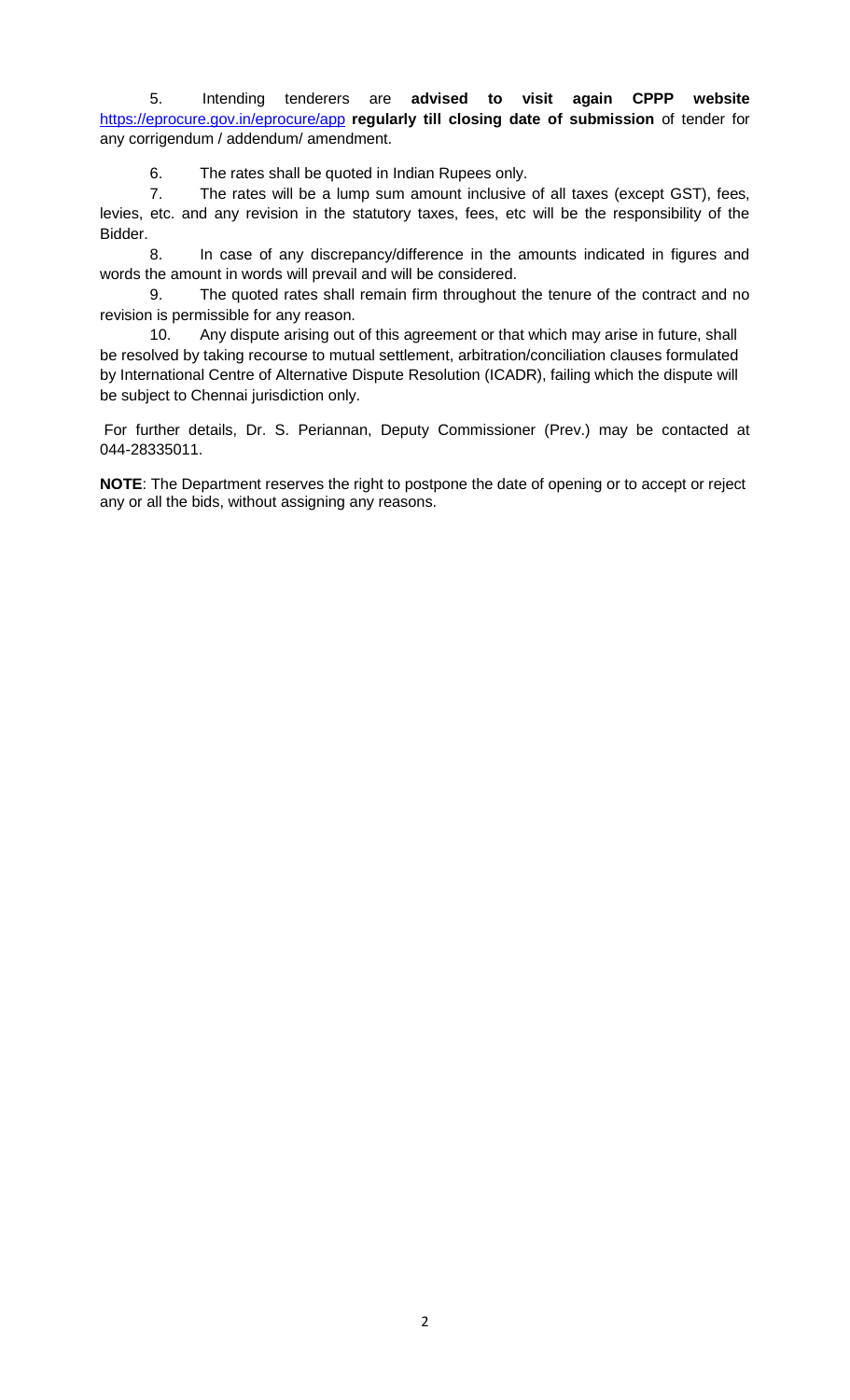5. Intending tenderers are **advised to visit again CPPP website** https://eprocure.gov.in/eprocure/app **regularly till closing date of submission** of tender for any corrigendum / addendum/ amendment.

6. The rates shall be quoted in Indian Rupees only.

7. The rates will be a lump sum amount inclusive of all taxes (except GST), fees, levies, etc. and any revision in the statutory taxes, fees, etc will be the responsibility of the Bidder.

8. In case of any discrepancy/difference in the amounts indicated in figures and words the amount in words will prevail and will be considered.

9. The quoted rates shall remain firm throughout the tenure of the contract and no revision is permissible for any reason.

10. Any dispute arising out of this agreement or that which may arise in future, shall be resolved by taking recourse to mutual settlement, arbitration/conciliation clauses formulated by International Centre of Alternative Dispute Resolution (ICADR), failing which the dispute will be subject to Chennai jurisdiction only.

For further details, Dr. S. Periannan, Deputy Commissioner (Prev.) may be contacted at 044-28335011.

**NOTE**: The Department reserves the right to postpone the date of opening or to accept or reject any or all the bids, without assigning any reasons.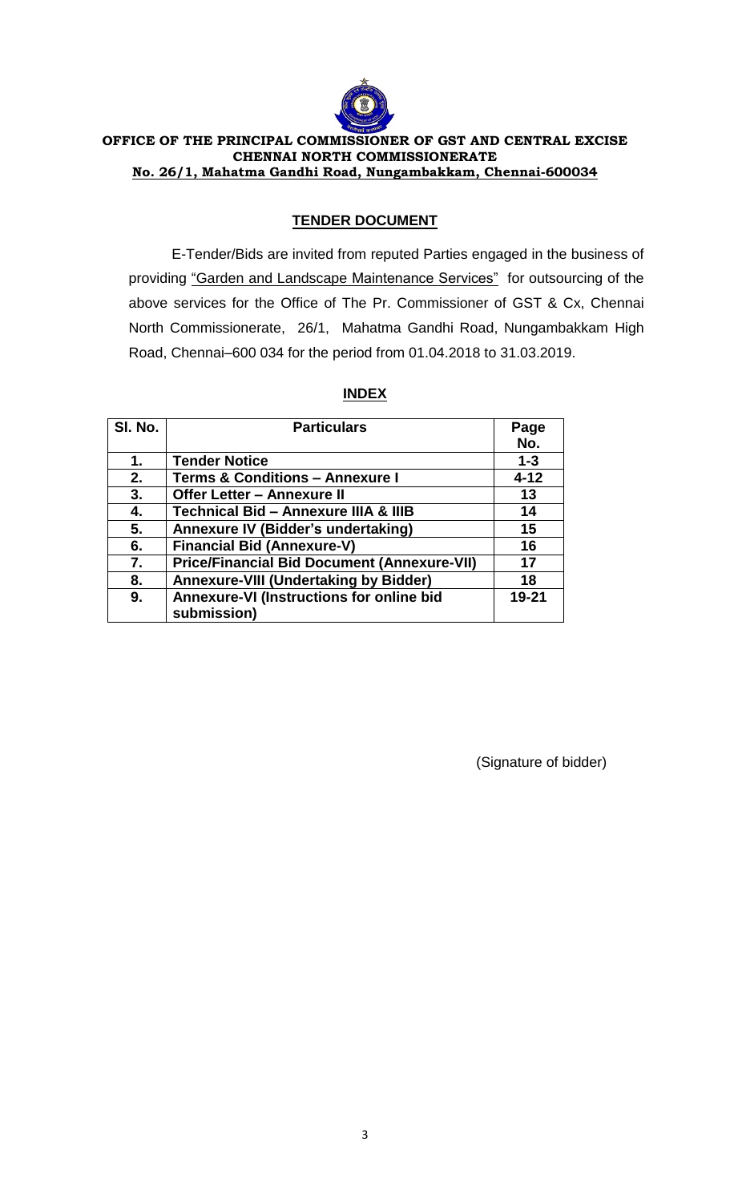**OFFICE OF THE PRINCIPAL COMMISSIONER OF GST AND CENTRAL EXCISE**
**CHENNAI NORTH COMMISSIONERATE**
**No. 26/1, Mahatma Gandhi Road, Nungambakkam, Chennai-600034**

## TENDER DOCUMENT

E-Tender/Bids are invited from reputed Parties engaged in the business of providing "Garden and Landscape Maintenance Services" for outsourcing of the above services for the Office of The Pr. Commissioner of GST & Cx, Chennai North Commissionerate, 26/1, Mahatma Gandhi Road, Nungambakkam High Road, Chennai–600 034 for the period from 01.04.2018 to 31.03.2019.

## INDEX

| Sl. No. | Particulars | Page No. |
|---|---|---|
| 1. | Tender Notice | 1-3 |
| 2. | Terms & Conditions – Annexure I | 4-12 |
| 3. | Offer Letter – Annexure II | 13 |
| 4. | Technical Bid – Annexure IIIA & IIIB | 14 |
| 5. | Annexure IV (Bidder's undertaking) | 15 |
| 6. | Financial Bid (Annexure-V) | 16 |
| 7. | Price/Financial Bid Document (Annexure-VII) | 17 |
| 8. | Annexure-VIII (Undertaking by Bidder) | 18 |
| 9. | Annexure-VI (Instructions for online bid submission) | 19-21 |

(Signature of bidder)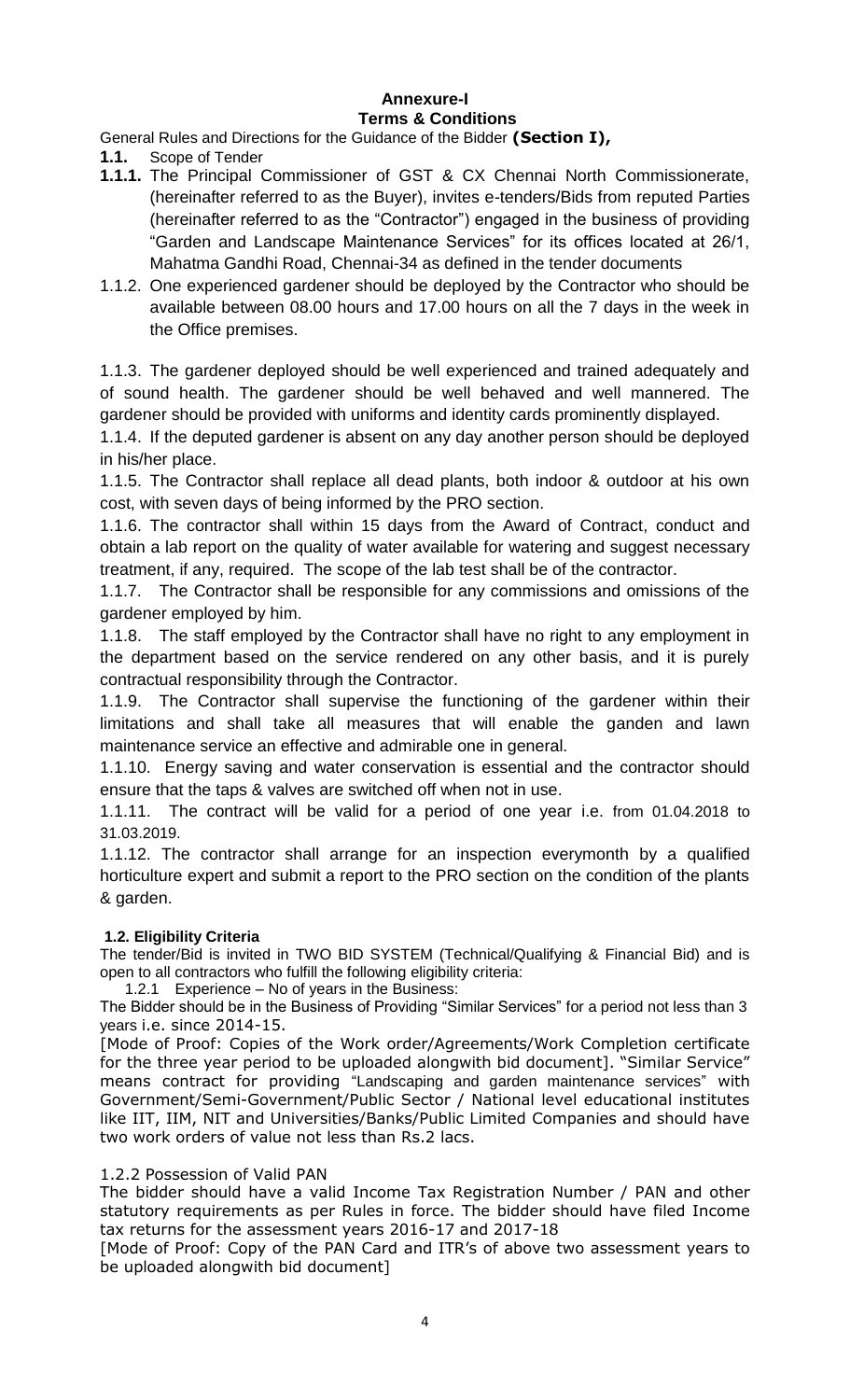## Annexure-I
## Terms & Conditions

General Rules and Directions for the Guidance of the Bidder **(Section I),**

**1.1.** Scope of Tender

**1.1.1.** The Principal Commissioner of GST & CX Chennai North Commissionerate, (hereinafter referred to as the Buyer), invites e-tenders/Bids from reputed Parties (hereinafter referred to as the "Contractor") engaged in the business of providing "Garden and Landscape Maintenance Services" for its offices located at 26/1, Mahatma Gandhi Road, Chennai-34 as defined in the tender documents

1.1.2. One experienced gardener should be deployed by the Contractor who should be available between 08.00 hours and 17.00 hours on all the 7 days in the week in the Office premises.

1.1.3. The gardener deployed should be well experienced and trained adequately and of sound health. The gardener should be well behaved and well mannered. The gardener should be provided with uniforms and identity cards prominently displayed.

1.1.4. If the deputed gardener is absent on any day another person should be deployed in his/her place.

1.1.5. The Contractor shall replace all dead plants, both indoor & outdoor at his own cost, with seven days of being informed by the PRO section.

1.1.6. The contractor shall within 15 days from the Award of Contract, conduct and obtain a lab report on the quality of water available for watering and suggest necessary treatment, if any, required. The scope of the lab test shall be of the contractor.

1.1.7. The Contractor shall be responsible for any commissions and omissions of the gardener employed by him.

1.1.8. The staff employed by the Contractor shall have no right to any employment in the department based on the service rendered on any other basis, and it is purely contractual responsibility through the Contractor.

1.1.9. The Contractor shall supervise the functioning of the gardener within their limitations and shall take all measures that will enable the ganden and lawn maintenance service an effective and admirable one in general.

1.1.10. Energy saving and water conservation is essential and the contractor should ensure that the taps & valves are switched off when not in use.

1.1.11. The contract will be valid for a period of one year i.e. from 01.04.2018 to 31.03.2019.

1.1.12. The contractor shall arrange for an inspection everymonth by a qualified horticulture expert and submit a report to the PRO section on the condition of the plants & garden.

**1.2. Eligibility Criteria**

The tender/Bid is invited in TWO BID SYSTEM (Technical/Qualifying & Financial Bid) and is open to all contractors who fulfill the following eligibility criteria:

1.2.1 Experience – No of years in the Business:

The Bidder should be in the Business of Providing "Similar Services" for a period not less than 3 years i.e. since 2014-15.

[Mode of Proof: Copies of the Work order/Agreements/Work Completion certificate for the three year period to be uploaded alongwith bid document]. "Similar Service" means contract for providing "Landscaping and garden maintenance services" with Government/Semi-Government/Public Sector / National level educational institutes like IIT, IIM, NIT and Universities/Banks/Public Limited Companies and should have two work orders of value not less than Rs.2 lacs.

1.2.2 Possession of Valid PAN

The bidder should have a valid Income Tax Registration Number / PAN and other statutory requirements as per Rules in force. The bidder should have filed Income tax returns for the assessment years 2016-17 and 2017-18

[Mode of Proof: Copy of the PAN Card and ITR's of above two assessment years to be uploaded alongwith bid document]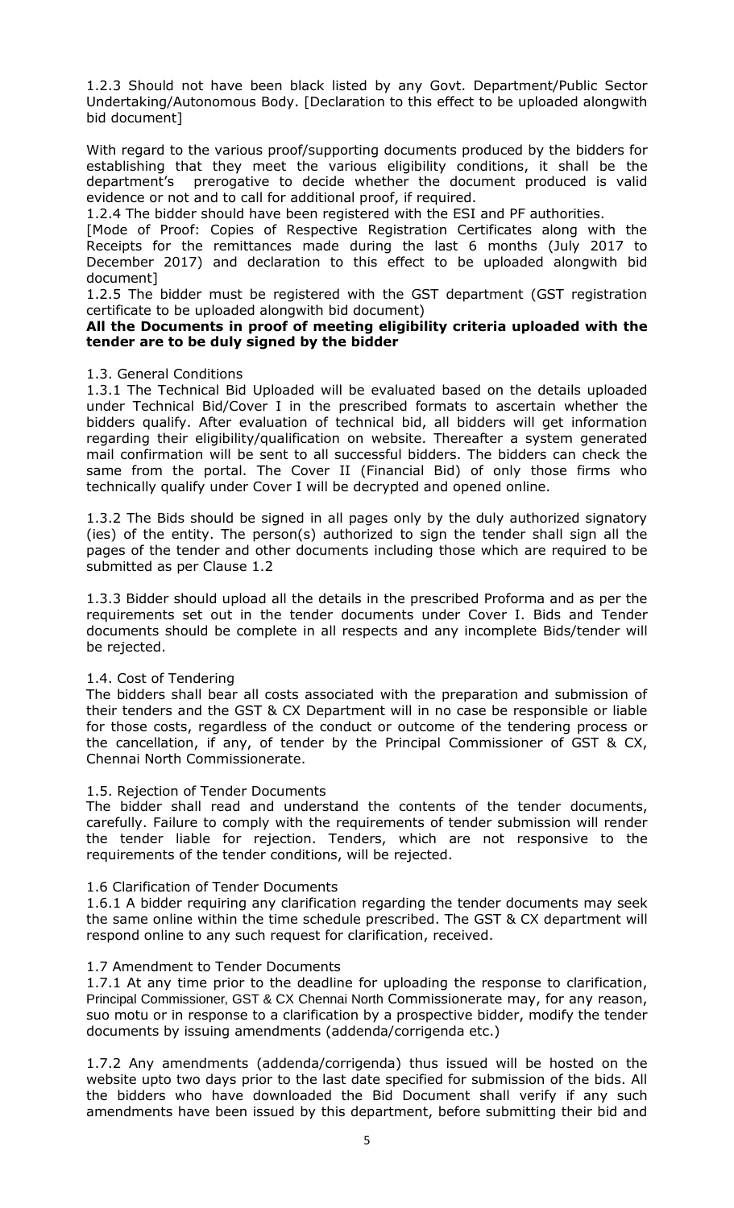1.2.3 Should not have been black listed by any Govt. Department/Public Sector Undertaking/Autonomous Body. [Declaration to this effect to be uploaded alongwith bid document]

With regard to the various proof/supporting documents produced by the bidders for establishing that they meet the various eligibility conditions, it shall be the department's prerogative to decide whether the document produced is valid evidence or not and to call for additional proof, if required.

1.2.4 The bidder should have been registered with the ESI and PF authorities.

[Mode of Proof: Copies of Respective Registration Certificates along with the Receipts for the remittances made during the last 6 months (July 2017 to December 2017) and declaration to this effect to be uploaded alongwith bid document]

1.2.5 The bidder must be registered with the GST department (GST registration certificate to be uploaded alongwith bid document)

**All the Documents in proof of meeting eligibility criteria uploaded with the tender are to be duly signed by the bidder**

1.3. General Conditions

1.3.1 The Technical Bid Uploaded will be evaluated based on the details uploaded under Technical Bid/Cover I in the prescribed formats to ascertain whether the bidders qualify. After evaluation of technical bid, all bidders will get information regarding their eligibility/qualification on website. Thereafter a system generated mail confirmation will be sent to all successful bidders. The bidders can check the same from the portal. The Cover II (Financial Bid) of only those firms who technically qualify under Cover I will be decrypted and opened online.

1.3.2 The Bids should be signed in all pages only by the duly authorized signatory (ies) of the entity. The person(s) authorized to sign the tender shall sign all the pages of the tender and other documents including those which are required to be submitted as per Clause 1.2

1.3.3 Bidder should upload all the details in the prescribed Proforma and as per the requirements set out in the tender documents under Cover I. Bids and Tender documents should be complete in all respects and any incomplete Bids/tender will be rejected.

1.4. Cost of Tendering

The bidders shall bear all costs associated with the preparation and submission of their tenders and the GST & CX Department will in no case be responsible or liable for those costs, regardless of the conduct or outcome of the tendering process or the cancellation, if any, of tender by the Principal Commissioner of GST & CX, Chennai North Commissionerate.

1.5. Rejection of Tender Documents

The bidder shall read and understand the contents of the tender documents, carefully. Failure to comply with the requirements of tender submission will render the tender liable for rejection. Tenders, which are not responsive to the requirements of the tender conditions, will be rejected.

1.6 Clarification of Tender Documents

1.6.1 A bidder requiring any clarification regarding the tender documents may seek the same online within the time schedule prescribed. The GST & CX department will respond online to any such request for clarification, received.

1.7 Amendment to Tender Documents

1.7.1 At any time prior to the deadline for uploading the response to clarification, Principal Commissioner, GST & CX Chennai North Commissionerate may, for any reason, suo motu or in response to a clarification by a prospective bidder, modify the tender documents by issuing amendments (addenda/corrigenda etc.)

1.7.2 Any amendments (addenda/corrigenda) thus issued will be hosted on the website upto two days prior to the last date specified for submission of the bids. All the bidders who have downloaded the Bid Document shall verify if any such amendments have been issued by this department, before submitting their bid and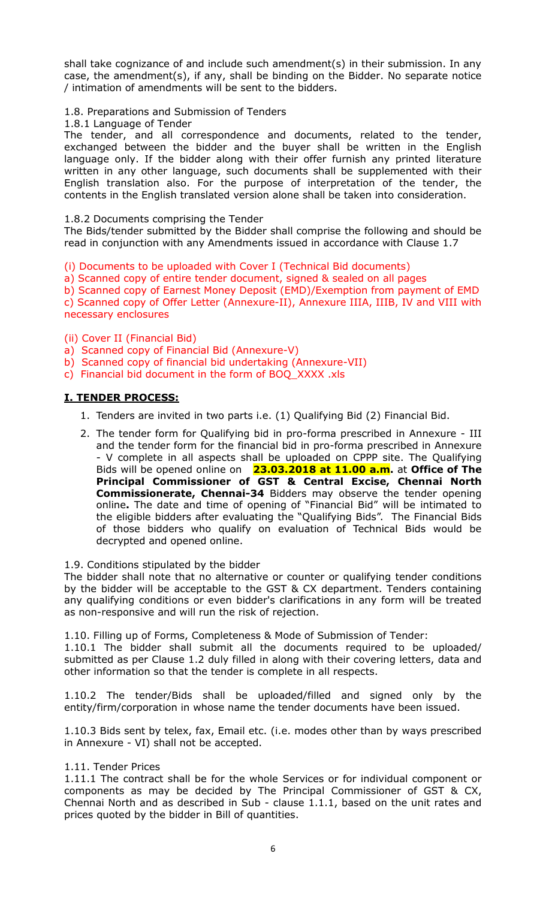shall take cognizance of and include such amendment(s) in their submission. In any case, the amendment(s), if any, shall be binding on the Bidder. No separate notice / intimation of amendments will be sent to the bidders.

1.8. Preparations and Submission of Tenders

1.8.1 Language of Tender

The tender, and all correspondence and documents, related to the tender, exchanged between the bidder and the buyer shall be written in the English language only. If the bidder along with their offer furnish any printed literature written in any other language, such documents shall be supplemented with their English translation also. For the purpose of interpretation of the tender, the contents in the English translated version alone shall be taken into consideration.

1.8.2 Documents comprising the Tender

The Bids/tender submitted by the Bidder shall comprise the following and should be read in conjunction with any Amendments issued in accordance with Clause 1.7

(i) Documents to be uploaded with Cover I (Technical Bid documents)

a) Scanned copy of entire tender document, signed & sealed on all pages

b) Scanned copy of Earnest Money Deposit (EMD)/Exemption from payment of EMD

c) Scanned copy of Offer Letter (Annexure-II), Annexure IIIA, IIIB, IV and VIII with necessary enclosures

(ii) Cover II (Financial Bid)

a) Scanned copy of Financial Bid (Annexure-V)

b) Scanned copy of financial bid undertaking (Annexure-VII)

c) Financial bid document in the form of BOQ_XXXX .xls

## I. TENDER PROCESS:

1. Tenders are invited in two parts i.e. (1) Qualifying Bid (2) Financial Bid.
2. The tender form for Qualifying bid in pro-forma prescribed in Annexure - III and the tender form for the financial bid in pro-forma prescribed in Annexure - V complete in all aspects shall be uploaded on CPPP site. The Qualifying Bids will be opened online on **23.03.2018 at 11.00 a.m.** at **Office of The Principal Commissioner of GST & Central Excise, Chennai North Commissionerate, Chennai-34** Bidders may observe the tender opening online**.** The date and time of opening of "Financial Bid" will be intimated to the eligible bidders after evaluating the "Qualifying Bids". The Financial Bids of those bidders who qualify on evaluation of Technical Bids would be decrypted and opened online.

1.9. Conditions stipulated by the bidder

The bidder shall note that no alternative or counter or qualifying tender conditions by the bidder will be acceptable to the GST & CX department. Tenders containing any qualifying conditions or even bidder's clarifications in any form will be treated as non-responsive and will run the risk of rejection.

1.10. Filling up of Forms, Completeness & Mode of Submission of Tender:

1.10.1 The bidder shall submit all the documents required to be uploaded/ submitted as per Clause 1.2 duly filled in along with their covering letters, data and other information so that the tender is complete in all respects.

1.10.2 The tender/Bids shall be uploaded/filled and signed only by the entity/firm/corporation in whose name the tender documents have been issued.

1.10.3 Bids sent by telex, fax, Email etc. (i.e. modes other than by ways prescribed in Annexure - VI) shall not be accepted.

1.11. Tender Prices

1.11.1 The contract shall be for the whole Services or for individual component or components as may be decided by The Principal Commissioner of GST & CX, Chennai North and as described in Sub - clause 1.1.1, based on the unit rates and prices quoted by the bidder in Bill of quantities.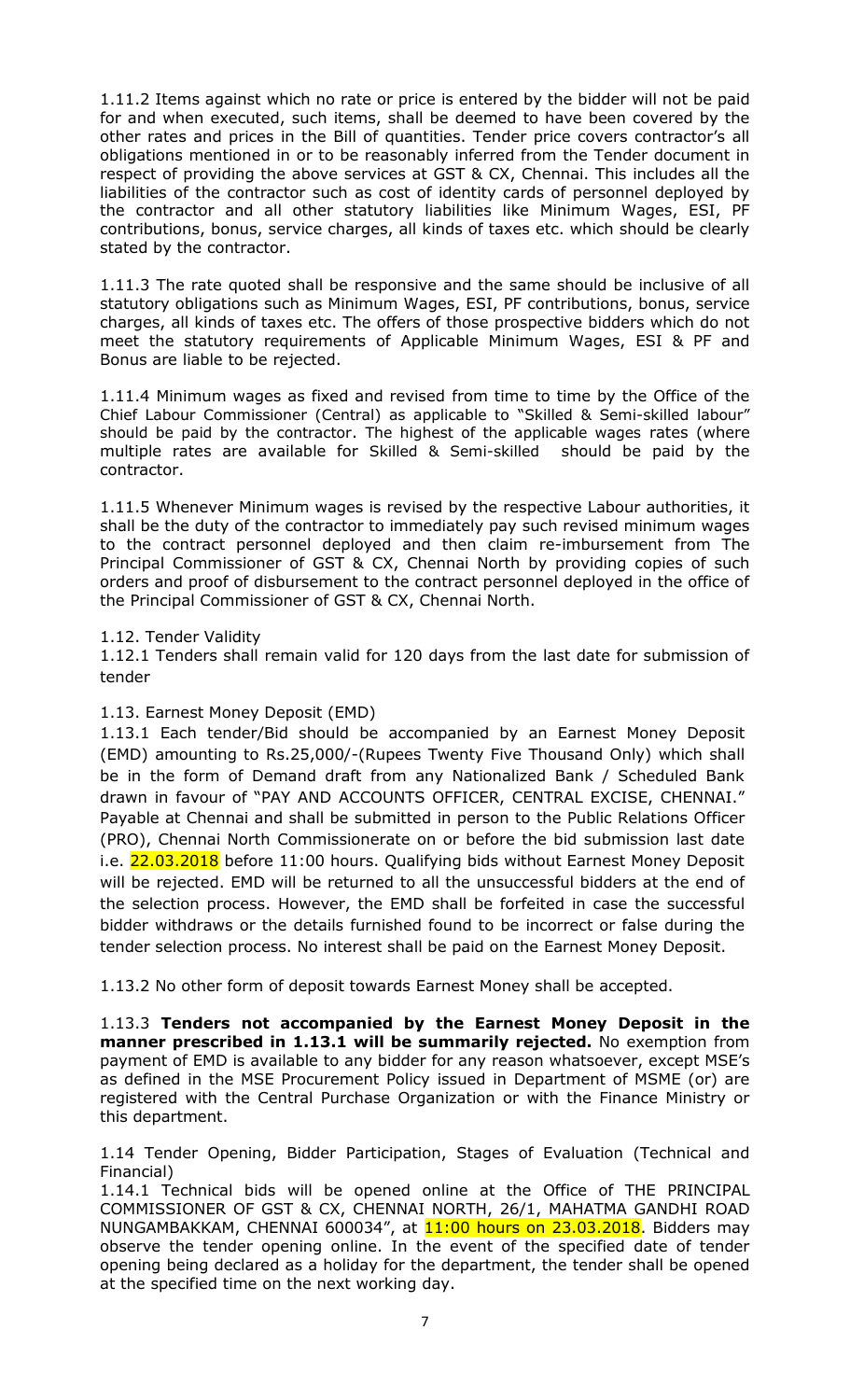1.11.2 Items against which no rate or price is entered by the bidder will not be paid for and when executed, such items, shall be deemed to have been covered by the other rates and prices in the Bill of quantities. Tender price covers contractor's all obligations mentioned in or to be reasonably inferred from the Tender document in respect of providing the above services at GST & CX, Chennai. This includes all the liabilities of the contractor such as cost of identity cards of personnel deployed by the contractor and all other statutory liabilities like Minimum Wages, ESI, PF contributions, bonus, service charges, all kinds of taxes etc. which should be clearly stated by the contractor.

1.11.3 The rate quoted shall be responsive and the same should be inclusive of all statutory obligations such as Minimum Wages, ESI, PF contributions, bonus, service charges, all kinds of taxes etc. The offers of those prospective bidders which do not meet the statutory requirements of Applicable Minimum Wages, ESI & PF and Bonus are liable to be rejected.

1.11.4 Minimum wages as fixed and revised from time to time by the Office of the Chief Labour Commissioner (Central) as applicable to "Skilled & Semi-skilled labour" should be paid by the contractor. The highest of the applicable wages rates (where multiple rates are available for Skilled & Semi-skilled should be paid by the contractor.

1.11.5 Whenever Minimum wages is revised by the respective Labour authorities, it shall be the duty of the contractor to immediately pay such revised minimum wages to the contract personnel deployed and then claim re-imbursement from The Principal Commissioner of GST & CX, Chennai North by providing copies of such orders and proof of disbursement to the contract personnel deployed in the office of the Principal Commissioner of GST & CX, Chennai North.

1.12. Tender Validity

1.12.1 Tenders shall remain valid for 120 days from the last date for submission of tender

1.13. Earnest Money Deposit (EMD)

1.13.1 Each tender/Bid should be accompanied by an Earnest Money Deposit (EMD) amounting to Rs.25,000/-(Rupees Twenty Five Thousand Only) which shall be in the form of Demand draft from any Nationalized Bank / Scheduled Bank drawn in favour of "PAY AND ACCOUNTS OFFICER, CENTRAL EXCISE, CHENNAI." Payable at Chennai and shall be submitted in person to the Public Relations Officer (PRO), Chennai North Commissionerate on or before the bid submission last date i.e. 22.03.2018 before 11:00 hours. Qualifying bids without Earnest Money Deposit will be rejected. EMD will be returned to all the unsuccessful bidders at the end of the selection process. However, the EMD shall be forfeited in case the successful bidder withdraws or the details furnished found to be incorrect or false during the tender selection process. No interest shall be paid on the Earnest Money Deposit.

1.13.2 No other form of deposit towards Earnest Money shall be accepted.

1.13.3 **Tenders not accompanied by the Earnest Money Deposit in the manner prescribed in 1.13.1 will be summarily rejected.** No exemption from payment of EMD is available to any bidder for any reason whatsoever, except MSE's as defined in the MSE Procurement Policy issued in Department of MSME (or) are registered with the Central Purchase Organization or with the Finance Ministry or this department.

1.14 Tender Opening, Bidder Participation, Stages of Evaluation (Technical and Financial)

1.14.1 Technical bids will be opened online at the Office of THE PRINCIPAL COMMISSIONER OF GST & CX, CHENNAI NORTH, 26/1, MAHATMA GANDHI ROAD NUNGAMBAKKAM, CHENNAI 600034", at 11:00 hours on 23.03.2018. Bidders may observe the tender opening online. In the event of the specified date of tender opening being declared as a holiday for the department, the tender shall be opened at the specified time on the next working day.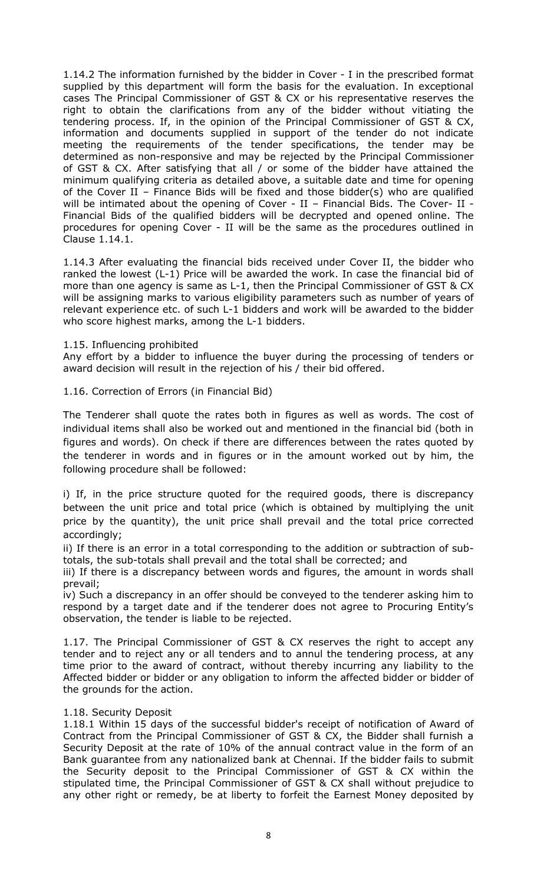1.14.2 The information furnished by the bidder in Cover - I in the prescribed format supplied by this department will form the basis for the evaluation. In exceptional cases The Principal Commissioner of GST & CX or his representative reserves the right to obtain the clarifications from any of the bidder without vitiating the tendering process. If, in the opinion of the Principal Commissioner of GST & CX, information and documents supplied in support of the tender do not indicate meeting the requirements of the tender specifications, the tender may be determined as non-responsive and may be rejected by the Principal Commissioner of GST & CX. After satisfying that all / or some of the bidder have attained the minimum qualifying criteria as detailed above, a suitable date and time for opening of the Cover II – Finance Bids will be fixed and those bidder(s) who are qualified will be intimated about the opening of Cover - II – Financial Bids. The Cover- II - Financial Bids of the qualified bidders will be decrypted and opened online. The procedures for opening Cover - II will be the same as the procedures outlined in Clause 1.14.1.

1.14.3 After evaluating the financial bids received under Cover II, the bidder who ranked the lowest (L-1) Price will be awarded the work. In case the financial bid of more than one agency is same as L-1, then the Principal Commissioner of GST & CX will be assigning marks to various eligibility parameters such as number of years of relevant experience etc. of such L-1 bidders and work will be awarded to the bidder who score highest marks, among the L-1 bidders.

1.15. Influencing prohibited

Any effort by a bidder to influence the buyer during the processing of tenders or award decision will result in the rejection of his / their bid offered.

1.16. Correction of Errors (in Financial Bid)

The Tenderer shall quote the rates both in figures as well as words. The cost of individual items shall also be worked out and mentioned in the financial bid (both in figures and words). On check if there are differences between the rates quoted by the tenderer in words and in figures or in the amount worked out by him, the following procedure shall be followed:

i) If, in the price structure quoted for the required goods, there is discrepancy between the unit price and total price (which is obtained by multiplying the unit price by the quantity), the unit price shall prevail and the total price corrected accordingly;

ii) If there is an error in a total corresponding to the addition or subtraction of sub-totals, the sub-totals shall prevail and the total shall be corrected; and

iii) If there is a discrepancy between words and figures, the amount in words shall prevail;

iv) Such a discrepancy in an offer should be conveyed to the tenderer asking him to respond by a target date and if the tenderer does not agree to Procuring Entity's observation, the tender is liable to be rejected.

1.17. The Principal Commissioner of GST & CX reserves the right to accept any tender and to reject any or all tenders and to annul the tendering process, at any time prior to the award of contract, without thereby incurring any liability to the Affected bidder or bidder or any obligation to inform the affected bidder or bidder of the grounds for the action.

1.18. Security Deposit

1.18.1 Within 15 days of the successful bidder's receipt of notification of Award of Contract from the Principal Commissioner of GST & CX, the Bidder shall furnish a Security Deposit at the rate of 10% of the annual contract value in the form of an Bank guarantee from any nationalized bank at Chennai. If the bidder fails to submit the Security deposit to the Principal Commissioner of GST & CX within the stipulated time, the Principal Commissioner of GST & CX shall without prejudice to any other right or remedy, be at liberty to forfeit the Earnest Money deposited by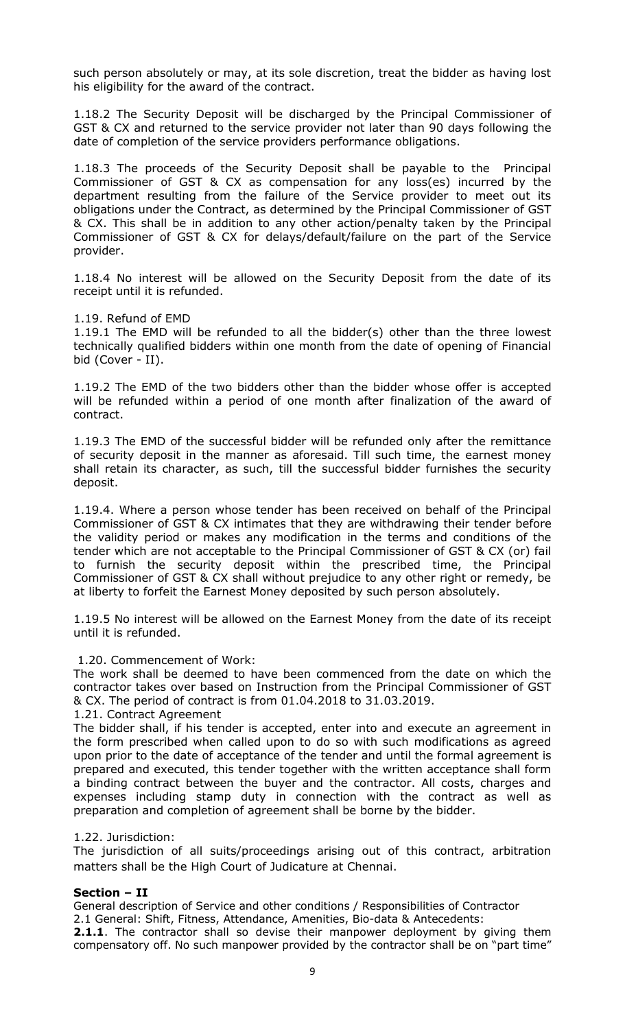such person absolutely or may, at its sole discretion, treat the bidder as having lost his eligibility for the award of the contract.

1.18.2 The Security Deposit will be discharged by the Principal Commissioner of GST & CX and returned to the service provider not later than 90 days following the date of completion of the service providers performance obligations.

1.18.3 The proceeds of the Security Deposit shall be payable to the Principal Commissioner of GST & CX as compensation for any loss(es) incurred by the department resulting from the failure of the Service provider to meet out its obligations under the Contract, as determined by the Principal Commissioner of GST & CX. This shall be in addition to any other action/penalty taken by the Principal Commissioner of GST & CX for delays/default/failure on the part of the Service provider.

1.18.4 No interest will be allowed on the Security Deposit from the date of its receipt until it is refunded.

1.19. Refund of EMD

1.19.1 The EMD will be refunded to all the bidder(s) other than the three lowest technically qualified bidders within one month from the date of opening of Financial bid (Cover - II).

1.19.2 The EMD of the two bidders other than the bidder whose offer is accepted will be refunded within a period of one month after finalization of the award of contract.

1.19.3 The EMD of the successful bidder will be refunded only after the remittance of security deposit in the manner as aforesaid. Till such time, the earnest money shall retain its character, as such, till the successful bidder furnishes the security deposit.

1.19.4. Where a person whose tender has been received on behalf of the Principal Commissioner of GST & CX intimates that they are withdrawing their tender before the validity period or makes any modification in the terms and conditions of the tender which are not acceptable to the Principal Commissioner of GST & CX (or) fail to furnish the security deposit within the prescribed time, the Principal Commissioner of GST & CX shall without prejudice to any other right or remedy, be at liberty to forfeit the Earnest Money deposited by such person absolutely.

1.19.5 No interest will be allowed on the Earnest Money from the date of its receipt until it is refunded.

1.20. Commencement of Work:

The work shall be deemed to have been commenced from the date on which the contractor takes over based on Instruction from the Principal Commissioner of GST & CX. The period of contract is from 01.04.2018 to 31.03.2019.

1.21. Contract Agreement

The bidder shall, if his tender is accepted, enter into and execute an agreement in the form prescribed when called upon to do so with such modifications as agreed upon prior to the date of acceptance of the tender and until the formal agreement is prepared and executed, this tender together with the written acceptance shall form a binding contract between the buyer and the contractor. All costs, charges and expenses including stamp duty in connection with the contract as well as preparation and completion of agreement shall be borne by the bidder.

1.22. Jurisdiction:

The jurisdiction of all suits/proceedings arising out of this contract, arbitration matters shall be the High Court of Judicature at Chennai.

## Section – II

General description of Service and other conditions / Responsibilities of Contractor

2.1 General: Shift, Fitness, Attendance, Amenities, Bio-data & Antecedents:

**2.1.1**. The contractor shall so devise their manpower deployment by giving them compensatory off. No such manpower provided by the contractor shall be on "part time"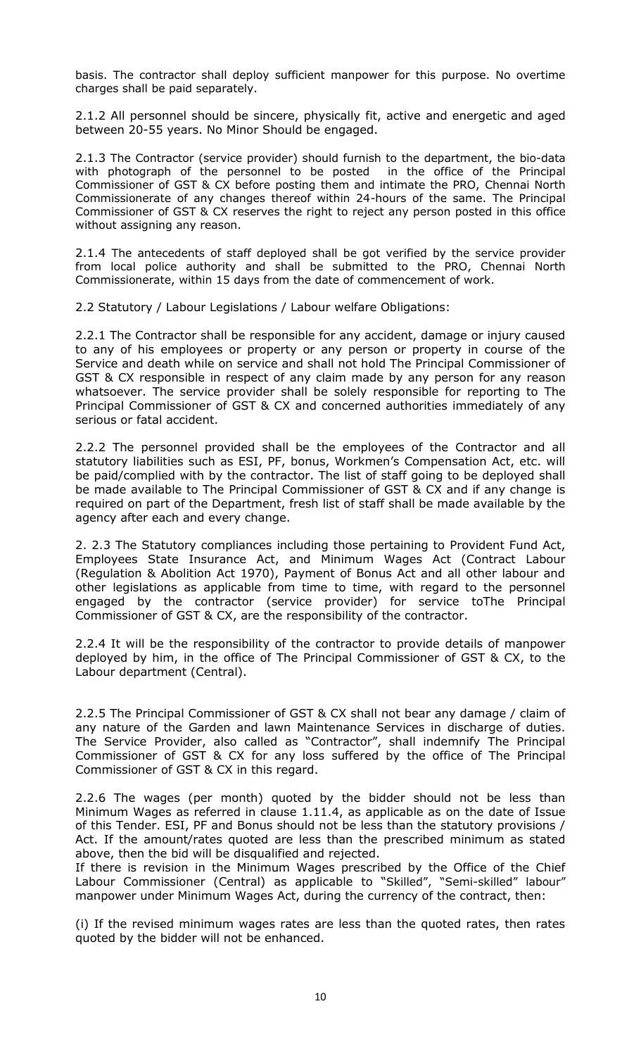basis. The contractor shall deploy sufficient manpower for this purpose. No overtime charges shall be paid separately.

2.1.2 All personnel should be sincere, physically fit, active and energetic and aged between 20-55 years. No Minor Should be engaged.

2.1.3 The Contractor (service provider) should furnish to the department, the bio-data with photograph of the personnel to be posted in the office of the Principal Commissioner of GST & CX before posting them and intimate the PRO, Chennai North Commissionerate of any changes thereof within 24-hours of the same. The Principal Commissioner of GST & CX reserves the right to reject any person posted in this office without assigning any reason.

2.1.4 The antecedents of staff deployed shall be got verified by the service provider from local police authority and shall be submitted to the PRO, Chennai North Commissionerate, within 15 days from the date of commencement of work.

2.2 Statutory / Labour Legislations / Labour welfare Obligations:

2.2.1 The Contractor shall be responsible for any accident, damage or injury caused to any of his employees or property or any person or property in course of the Service and death while on service and shall not hold The Principal Commissioner of GST & CX responsible in respect of any claim made by any person for any reason whatsoever. The service provider shall be solely responsible for reporting to The Principal Commissioner of GST & CX and concerned authorities immediately of any serious or fatal accident.

2.2.2 The personnel provided shall be the employees of the Contractor and all statutory liabilities such as ESI, PF, bonus, Workmen's Compensation Act, etc. will be paid/complied with by the contractor. The list of staff going to be deployed shall be made available to The Principal Commissioner of GST & CX and if any change is required on part of the Department, fresh list of staff shall be made available by the agency after each and every change.

2. 2.3 The Statutory compliances including those pertaining to Provident Fund Act, Employees State Insurance Act, and Minimum Wages Act (Contract Labour (Regulation & Abolition Act 1970), Payment of Bonus Act and all other labour and other legislations as applicable from time to time, with regard to the personnel engaged by the contractor (service provider) for service toThe Principal Commissioner of GST & CX, are the responsibility of the contractor.

2.2.4 It will be the responsibility of the contractor to provide details of manpower deployed by him, in the office of The Principal Commissioner of GST & CX, to the Labour department (Central).

2.2.5 The Principal Commissioner of GST & CX shall not bear any damage / claim of any nature of the Garden and lawn Maintenance Services in discharge of duties. The Service Provider, also called as "Contractor", shall indemnify The Principal Commissioner of GST & CX for any loss suffered by the office of The Principal Commissioner of GST & CX in this regard.

2.2.6 The wages (per month) quoted by the bidder should not be less than Minimum Wages as referred in clause 1.11.4, as applicable as on the date of Issue of this Tender. ESI, PF and Bonus should not be less than the statutory provisions / Act. If the amount/rates quoted are less than the prescribed minimum as stated above, then the bid will be disqualified and rejected.

If there is revision in the Minimum Wages prescribed by the Office of the Chief Labour Commissioner (Central) as applicable to "Skilled", "Semi-skilled" labour" manpower under Minimum Wages Act, during the currency of the contract, then:

(i) If the revised minimum wages rates are less than the quoted rates, then rates quoted by the bidder will not be enhanced.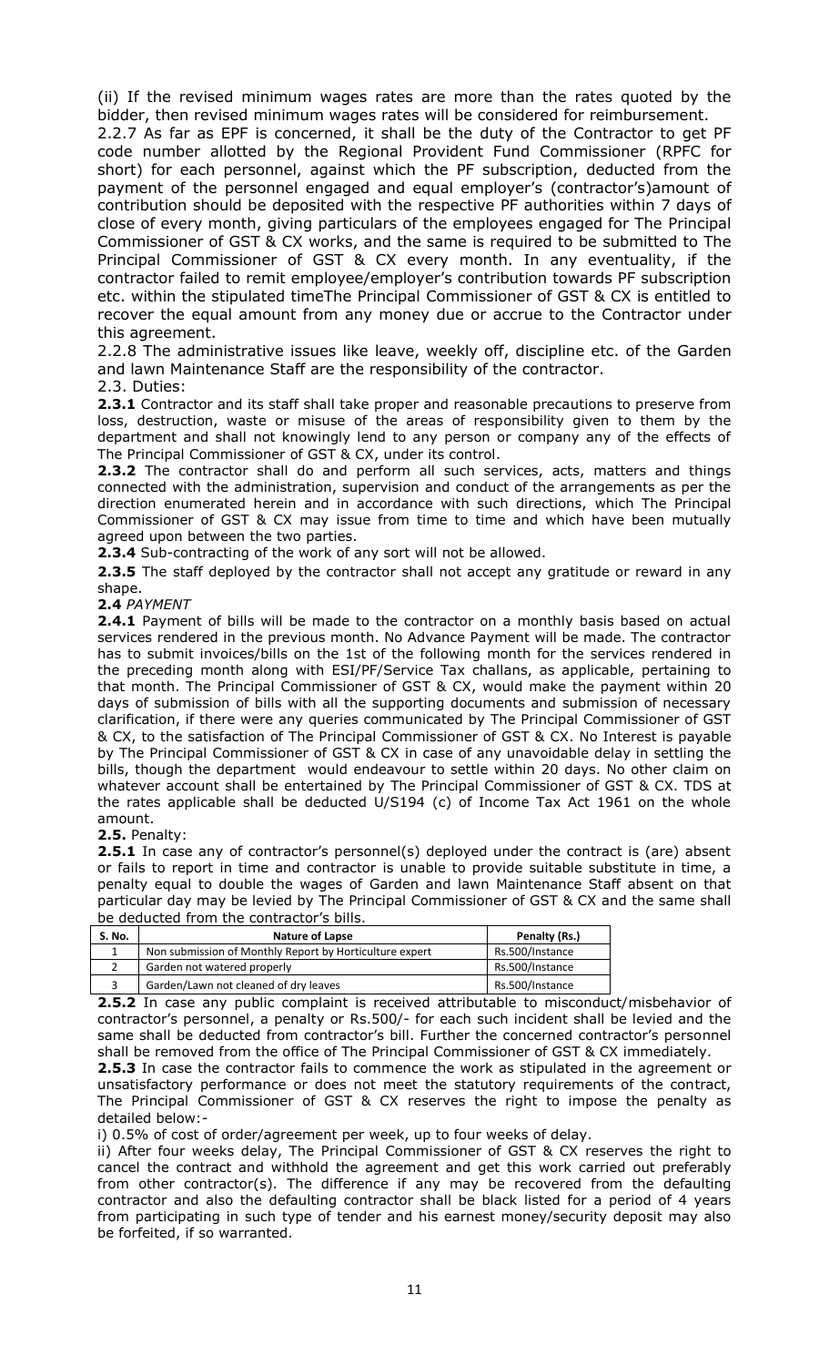(ii) If the revised minimum wages rates are more than the rates quoted by the bidder, then revised minimum wages rates will be considered for reimbursement.

2.2.7 As far as EPF is concerned, it shall be the duty of the Contractor to get PF code number allotted by the Regional Provident Fund Commissioner (RPFC for short) for each personnel, against which the PF subscription, deducted from the payment of the personnel engaged and equal employer's (contractor's)amount of contribution should be deposited with the respective PF authorities within 7 days of close of every month, giving particulars of the employees engaged for The Principal Commissioner of GST & CX works, and the same is required to be submitted to The Principal Commissioner of GST & CX every month. In any eventuality, if the contractor failed to remit employee/employer's contribution towards PF subscription etc. within the stipulated timeThe Principal Commissioner of GST & CX is entitled to recover the equal amount from any money due or accrue to the Contractor under this agreement.

2.2.8 The administrative issues like leave, weekly off, discipline etc. of the Garden and lawn Maintenance Staff are the responsibility of the contractor.

2.3. Duties:

**2.3.1** Contractor and its staff shall take proper and reasonable precautions to preserve from loss, destruction, waste or misuse of the areas of responsibility given to them by the department and shall not knowingly lend to any person or company any of the effects of The Principal Commissioner of GST & CX, under its control.

**2.3.2** The contractor shall do and perform all such services, acts, matters and things connected with the administration, supervision and conduct of the arrangements as per the direction enumerated herein and in accordance with such directions, which The Principal Commissioner of GST & CX may issue from time to time and which have been mutually agreed upon between the two parties.

**2.3.4** Sub-contracting of the work of any sort will not be allowed.

**2.3.5** The staff deployed by the contractor shall not accept any gratitude or reward in any shape.

**2.4** *PAYMENT*

**2.4.1** Payment of bills will be made to the contractor on a monthly basis based on actual services rendered in the previous month. No Advance Payment will be made. The contractor has to submit invoices/bills on the 1st of the following month for the services rendered in the preceding month along with ESI/PF/Service Tax challans, as applicable, pertaining to that month. The Principal Commissioner of GST & CX, would make the payment within 20 days of submission of bills with all the supporting documents and submission of necessary clarification, if there were any queries communicated by The Principal Commissioner of GST & CX, to the satisfaction of The Principal Commissioner of GST & CX. No Interest is payable by The Principal Commissioner of GST & CX in case of any unavoidable delay in settling the bills, though the department would endeavour to settle within 20 days. No other claim on whatever account shall be entertained by The Principal Commissioner of GST & CX. TDS at the rates applicable shall be deducted U/S194 (c) of Income Tax Act 1961 on the whole amount.

**2.5.** Penalty:

**2.5.1** In case any of contractor's personnel(s) deployed under the contract is (are) absent or fails to report in time and contractor is unable to provide suitable substitute in time, a penalty equal to double the wages of Garden and lawn Maintenance Staff absent on that particular day may be levied by The Principal Commissioner of GST & CX and the same shall be deducted from the contractor's bills.

| S. No. | Nature of Lapse | Penalty (Rs.) |
|---|---|---|
| 1 | Non submission of Monthly Report by Horticulture expert | Rs.500/Instance |
| 2 | Garden not watered properly | Rs.500/Instance |
| 3 | Garden/Lawn not cleaned of dry leaves | Rs.500/Instance |

**2.5.2** In case any public complaint is received attributable to misconduct/misbehavior of contractor's personnel, a penalty or Rs.500/- for each such incident shall be levied and the same shall be deducted from contractor's bill. Further the concerned contractor's personnel shall be removed from the office of The Principal Commissioner of GST & CX immediately.

**2.5.3** In case the contractor fails to commence the work as stipulated in the agreement or unsatisfactory performance or does not meet the statutory requirements of the contract, The Principal Commissioner of GST & CX reserves the right to impose the penalty as detailed below:-

i) 0.5% of cost of order/agreement per week, up to four weeks of delay.

ii) After four weeks delay, The Principal Commissioner of GST & CX reserves the right to cancel the contract and withhold the agreement and get this work carried out preferably from other contractor(s). The difference if any may be recovered from the defaulting contractor and also the defaulting contractor shall be black listed for a period of 4 years from participating in such type of tender and his earnest money/security deposit may also be forfeited, if so warranted.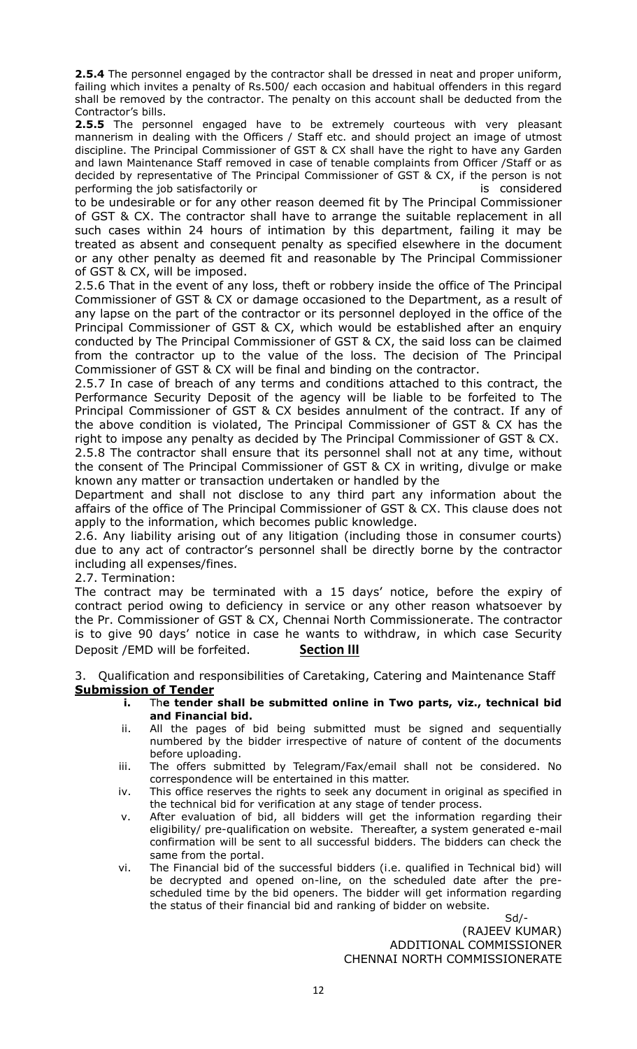**2.5.4** The personnel engaged by the contractor shall be dressed in neat and proper uniform, failing which invites a penalty of Rs.500/ each occasion and habitual offenders in this regard shall be removed by the contractor. The penalty on this account shall be deducted from the Contractor's bills.

**2.5.5** The personnel engaged have to be extremely courteous with very pleasant mannerism in dealing with the Officers / Staff etc. and should project an image of utmost discipline. The Principal Commissioner of GST & CX shall have the right to have any Garden and lawn Maintenance Staff removed in case of tenable complaints from Officer /Staff or as decided by representative of The Principal Commissioner of GST & CX, if the person is not performing the job satisfactorily or is considered to be undesirable or for any other reason deemed fit by The Principal Commissioner of GST & CX. The contractor shall have to arrange the suitable replacement in all such cases within 24 hours of intimation by this department, failing it may be treated as absent and consequent penalty as specified elsewhere in the document or any other penalty as deemed fit and reasonable by The Principal Commissioner of GST & CX, will be imposed.

2.5.6 That in the event of any loss, theft or robbery inside the office of The Principal Commissioner of GST & CX or damage occasioned to the Department, as a result of any lapse on the part of the contractor or its personnel deployed in the office of the Principal Commissioner of GST & CX, which would be established after an enquiry conducted by The Principal Commissioner of GST & CX, the said loss can be claimed from the contractor up to the value of the loss. The decision of The Principal Commissioner of GST & CX will be final and binding on the contractor.

2.5.7 In case of breach of any terms and conditions attached to this contract, the Performance Security Deposit of the agency will be liable to be forfeited to The Principal Commissioner of GST & CX besides annulment of the contract. If any of the above condition is violated, The Principal Commissioner of GST & CX has the right to impose any penalty as decided by The Principal Commissioner of GST & CX.

2.5.8 The contractor shall ensure that its personnel shall not at any time, without the consent of The Principal Commissioner of GST & CX in writing, divulge or make known any matter or transaction undertaken or handled by the Department and shall not disclose to any third part any information about the affairs of the office of The Principal Commissioner of GST & CX. This clause does not apply to the information, which becomes public knowledge.

2.6. Any liability arising out of any litigation (including those in consumer courts) due to any act of contractor's personnel shall be directly borne by the contractor including all expenses/fines.

2.7. Termination:

The contract may be terminated with a 15 days' notice, before the expiry of contract period owing to deficiency in service or any other reason whatsoever by the Pr. Commissioner of GST & CX, Chennai North Commissionerate. The contractor is to give 90 days' notice in case he wants to withdraw, in which case Security Deposit /EMD will be forfeited.

## Section III

3. Qualification and responsibilities of Caretaking, Catering and Maintenance Staff

**Submission of Tender**

i. **The tender shall be submitted online in Two parts, viz., technical bid and Financial bid.**
ii. All the pages of bid being submitted must be signed and sequentially numbered by the bidder irrespective of nature of content of the documents before uploading.
iii. The offers submitted by Telegram/Fax/email shall not be considered. No correspondence will be entertained in this matter.
iv. This office reserves the rights to seek any document in original as specified in the technical bid for verification at any stage of tender process.
v. After evaluation of bid, all bidders will get the information regarding their eligibility/ pre-qualification on website. Thereafter, a system generated e-mail confirmation will be sent to all successful bidders. The bidders can check the same from the portal.
vi. The Financial bid of the successful bidders (i.e. qualified in Technical bid) will be decrypted and opened on-line, on the scheduled date after the pre-scheduled time by the bid openers. The bidder will get information regarding the status of their financial bid and ranking of bidder on website.

Sd/-
(RAJEEV KUMAR)
ADDITIONAL COMMISSIONER
CHENNAI NORTH COMMISSIONERATE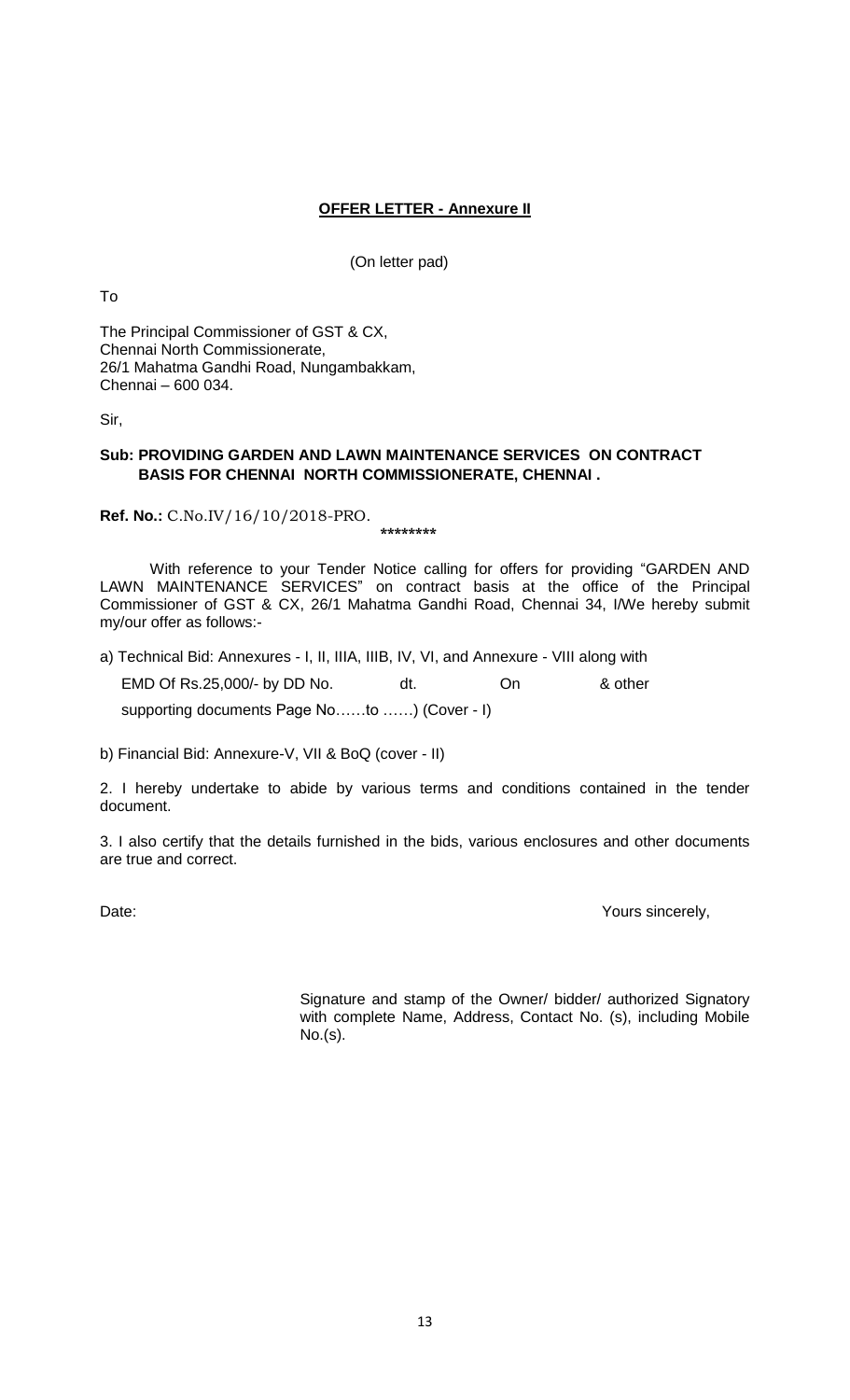**OFFER LETTER - Annexure II**

(On letter pad)

To

The Principal Commissioner of GST & CX,
Chennai North Commissionerate,
26/1 Mahatma Gandhi Road, Nungambakkam,
Chennai – 600 034.

Sir,

**Sub: PROVIDING GARDEN AND LAWN MAINTENANCE SERVICES ON CONTRACT BASIS FOR CHENNAI NORTH COMMISSIONERATE, CHENNAI .**

**Ref. No.:** C.No.IV/16/10/2018-PRO.

********

With reference to your Tender Notice calling for offers for providing "GARDEN AND LAWN MAINTENANCE SERVICES" on contract basis at the office of the Principal Commissioner of GST & CX, 26/1 Mahatma Gandhi Road, Chennai 34, I/We hereby submit my/our offer as follows:-

a) Technical Bid: Annexures - I, II, IIIA, IIIB, IV, VI, and Annexure - VIII along with

EMD Of Rs.25,000/- by DD No. dt. On & other

supporting documents Page No……to ……) (Cover - I)

b) Financial Bid: Annexure-V, VII & BoQ (cover - II)

2. I hereby undertake to abide by various terms and conditions contained in the tender document.

3. I also certify that the details furnished in the bids, various enclosures and other documents are true and correct.

Date:

Yours sincerely,

Signature and stamp of the Owner/ bidder/ authorized Signatory with complete Name, Address, Contact No. (s), including Mobile No.(s).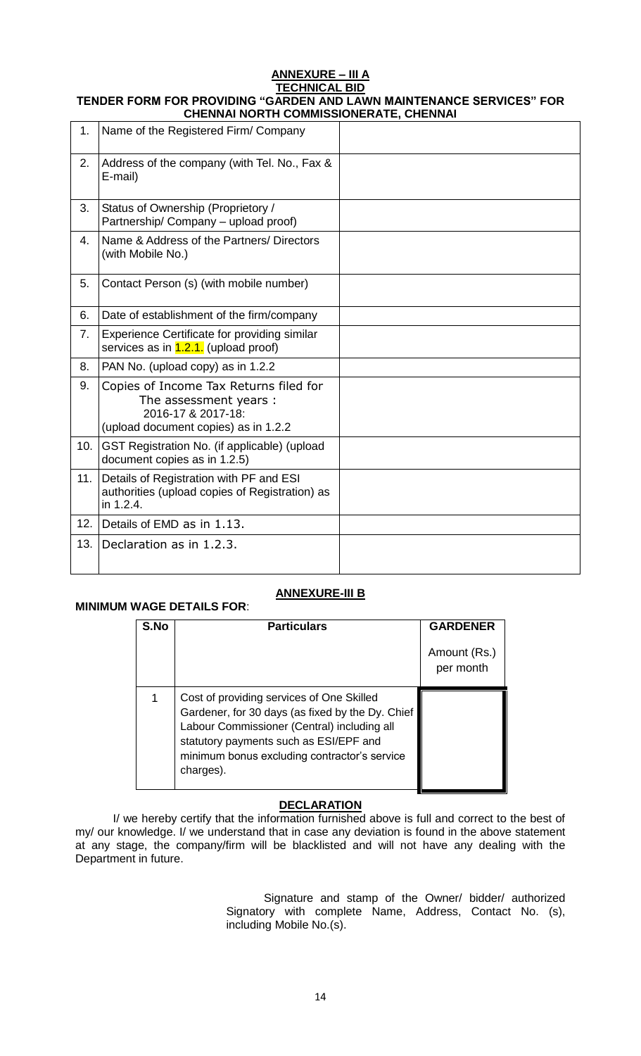## ANNEXURE – III A

## TECHNICAL BID

### TENDER FORM FOR PROVIDING "GARDEN AND LAWN MAINTENANCE SERVICES" FOR CHENNAI NORTH COMMISSIONERATE, CHENNAI

| | | |
|---|---|---|
| 1. | Name of the Registered Firm/ Company | |
| 2. | Address of the company (with Tel. No., Fax & E-mail) | |
| 3. | Status of Ownership (Proprietory / Partnership/ Company – upload proof) | |
| 4. | Name & Address of the Partners/ Directors (with Mobile No.) | |
| 5. | Contact Person (s) (with mobile number) | |
| 6. | Date of establishment of the firm/company | |
| 7. | Experience Certificate for providing similar services as in 1.2.1. (upload proof) | |
| 8. | PAN No. (upload copy) as in 1.2.2 | |
| 9. | Copies of Income Tax Returns filed for The assessment years : 2016-17 & 2017-18: (upload document copies) as in 1.2.2 | |
| 10. | GST Registration No. (if applicable) (upload document copies as in 1.2.5) | |
| 11. | Details of Registration with PF and ESI authorities (upload copies of Registration) as in 1.2.4. | |
| 12. | Details of EMD as in 1.13. | |
| 13. | Declaration as in 1.2.3. | |

## ANNEXURE-III B

**MINIMUM WAGE DETAILS FOR**:

| S.No | Particulars | GARDENER<br>Amount (Rs.) per month |
|---|---|---|
| 1 | Cost of providing services of One Skilled Gardener, for 30 days (as fixed by the Dy. Chief Labour Commissioner (Central) including all statutory payments such as ESI/EPF and minimum bonus excluding contractor's service charges). | |

## DECLARATION

I/ we hereby certify that the information furnished above is full and correct to the best of my/ our knowledge. I/ we understand that in case any deviation is found in the above statement at any stage, the company/firm will be blacklisted and will not have any dealing with the Department in future.

Signature and stamp of the Owner/ bidder/ authorized Signatory with complete Name, Address, Contact No. (s), including Mobile No.(s).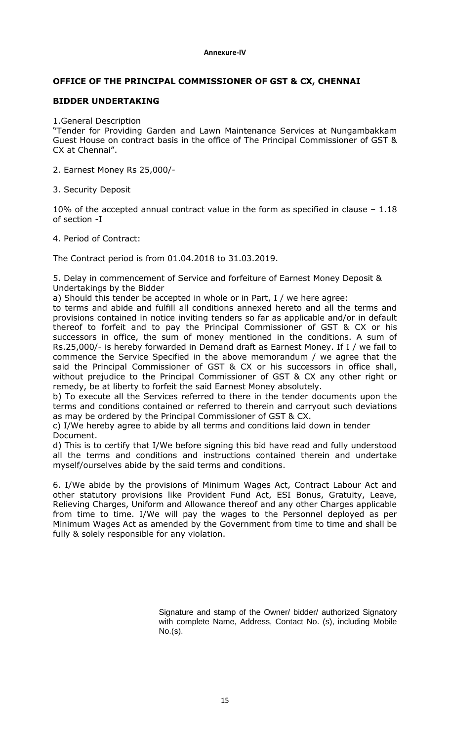**Annexure-IV**

## OFFICE OF THE PRINCIPAL COMMISSIONER OF GST & CX, CHENNAI

### BIDDER UNDERTAKING

1.General Description

"Tender for Providing Garden and Lawn Maintenance Services at Nungambakkam Guest House on contract basis in the office of The Principal Commissioner of GST & CX at Chennai".

2. Earnest Money Rs 25,000/-

3. Security Deposit

10% of the accepted annual contract value in the form as specified in clause – 1.18 of section -I

4. Period of Contract:

The Contract period is from 01.04.2018 to 31.03.2019.

5. Delay in commencement of Service and forfeiture of Earnest Money Deposit & Undertakings by the Bidder

a) Should this tender be accepted in whole or in Part, I / we here agree:

to terms and abide and fulfill all conditions annexed hereto and all the terms and provisions contained in notice inviting tenders so far as applicable and/or in default thereof to forfeit and to pay the Principal Commissioner of GST & CX or his successors in office, the sum of money mentioned in the conditions. A sum of Rs.25,000/- is hereby forwarded in Demand draft as Earnest Money. If I / we fail to commence the Service Specified in the above memorandum / we agree that the said the Principal Commissioner of GST & CX or his successors in office shall, without prejudice to the Principal Commissioner of GST & CX any other right or remedy, be at liberty to forfeit the said Earnest Money absolutely.

b) To execute all the Services referred to there in the tender documents upon the terms and conditions contained or referred to therein and carryout such deviations as may be ordered by the Principal Commissioner of GST & CX.

c) I/We hereby agree to abide by all terms and conditions laid down in tender Document.

d) This is to certify that I/We before signing this bid have read and fully understood all the terms and conditions and instructions contained therein and undertake myself/ourselves abide by the said terms and conditions.

6. I/We abide by the provisions of Minimum Wages Act, Contract Labour Act and other statutory provisions like Provident Fund Act, ESI Bonus, Gratuity, Leave, Relieving Charges, Uniform and Allowance thereof and any other Charges applicable from time to time. I/We will pay the wages to the Personnel deployed as per Minimum Wages Act as amended by the Government from time to time and shall be fully & solely responsible for any violation.

Signature and stamp of the Owner/ bidder/ authorized Signatory with complete Name, Address, Contact No. (s), including Mobile No.(s).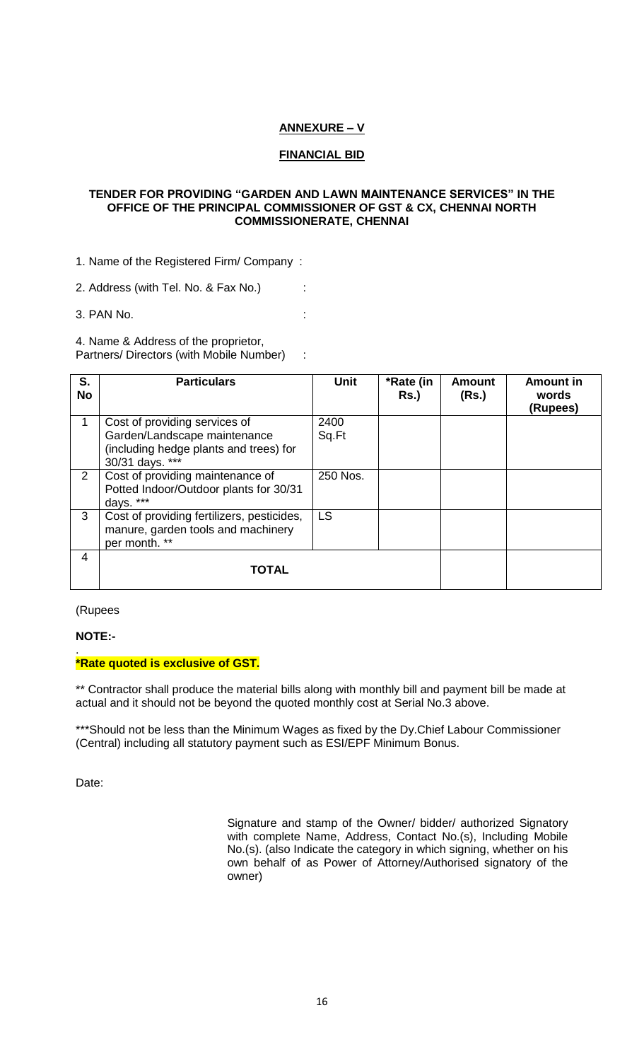## ANNEXURE – V

## FINANCIAL BID

**TENDER FOR PROVIDING "GARDEN AND LAWN MAINTENANCE SERVICES" IN THE OFFICE OF THE PRINCIPAL COMMISSIONER OF GST & CX, CHENNAI NORTH COMMISSIONERATE, CHENNAI**

1. Name of the Registered Firm/ Company :

2. Address (with Tel. No. & Fax No.) :

3. PAN No. :

4. Name & Address of the proprietor, Partners/ Directors (with Mobile Number) :

| S. No | Particulars | Unit | *Rate (in Rs.) | Amount (Rs.) | Amount in words (Rupees) |
|---|---|---|---|---|---|
| 1 | Cost of providing services of Garden/Landscape maintenance (including hedge plants and trees) for 30/31 days. *** | 2400 Sq.Ft | | | |
| 2 | Cost of providing maintenance of Potted Indoor/Outdoor plants for 30/31 days. *** | 250 Nos. | | | |
| 3 | Cost of providing fertilizers, pesticides, manure, garden tools and machinery per month. ** | LS | | | |
| 4 | **TOTAL** | | | | |

(Rupees

**NOTE:-**

.
**\*Rate quoted is exclusive of GST.**

** Contractor shall produce the material bills along with monthly bill and payment bill be made at actual and it should not be beyond the quoted monthly cost at Serial No.3 above.

***Should not be less than the Minimum Wages as fixed by the Dy.Chief Labour Commissioner (Central) including all statutory payment such as ESI/EPF Minimum Bonus.

Date:

Signature and stamp of the Owner/ bidder/ authorized Signatory with complete Name, Address, Contact No.(s), Including Mobile No.(s). (also Indicate the category in which signing, whether on his own behalf of as Power of Attorney/Authorised signatory of the owner)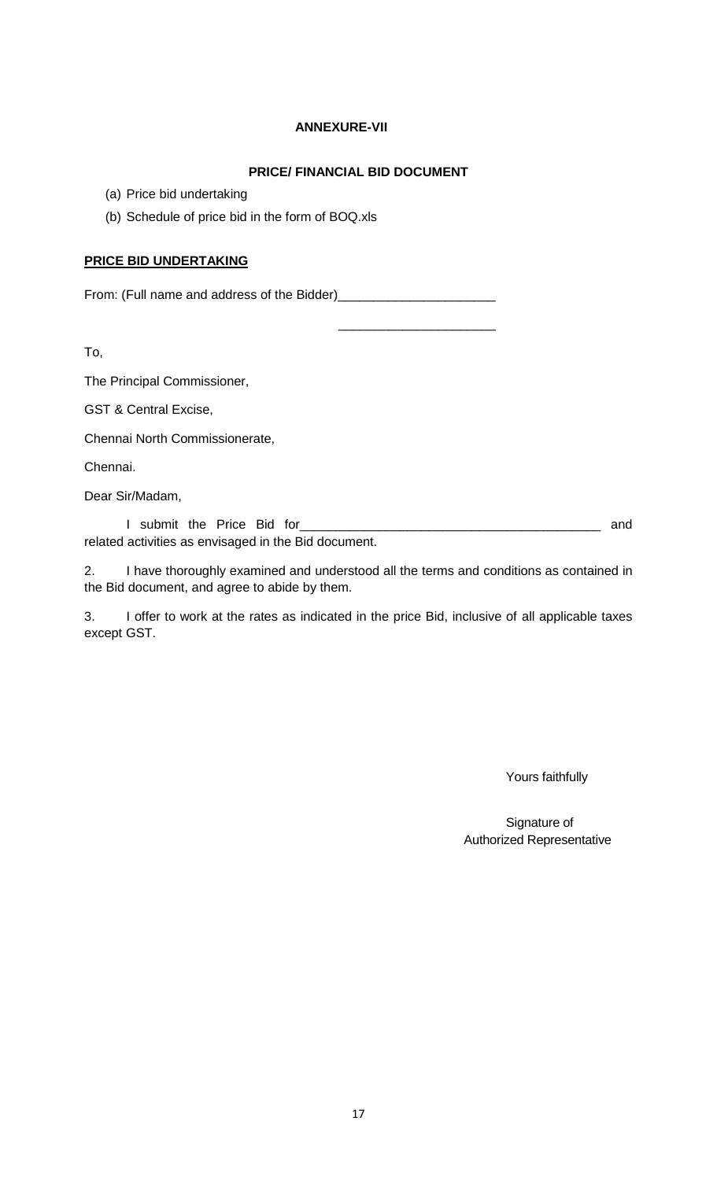**ANNEXURE-VII**

**PRICE/ FINANCIAL BID DOCUMENT**

(a) Price bid undertaking

(b) Schedule of price bid in the form of BOQ.xls

**PRICE BID UNDERTAKING**

From: (Full name and address of the Bidder)______________________

______________________

To,

The Principal Commissioner,

GST & Central Excise,

Chennai North Commissionerate,

Chennai.

Dear Sir/Madam,

I submit the Price Bid for___________________________________________ and related activities as envisaged in the Bid document.

2. I have thoroughly examined and understood all the terms and conditions as contained in the Bid document, and agree to abide by them.

3. I offer to work at the rates as indicated in the price Bid, inclusive of all applicable taxes except GST.

Yours faithfully

Signature of
Authorized Representative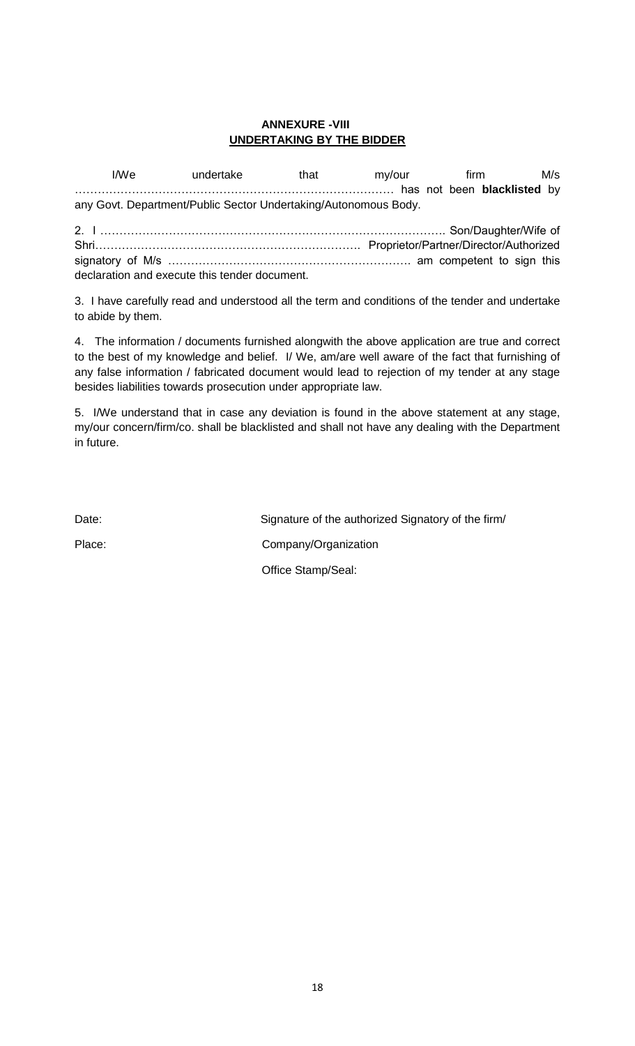**ANNEXURE -VIII**
**<u>UNDERTAKING BY THE BIDDER</u>**

I/We undertake that my/our firm M/s ………………………………………………………………………… has not been **blacklisted** by any Govt. Department/Public Sector Undertaking/Autonomous Body.

2. I ………………………………………………………………………………. Son/Daughter/Wife of Shri……………………………………………………………. Proprietor/Partner/Director/Authorized signatory of M/s ………………………………………………………. am competent to sign this declaration and execute this tender document.

3. I have carefully read and understood all the term and conditions of the tender and undertake to abide by them.

4. The information / documents furnished alongwith the above application are true and correct to the best of my knowledge and belief. I/ We, am/are well aware of the fact that furnishing of any false information / fabricated document would lead to rejection of my tender at any stage besides liabilities towards prosecution under appropriate law.

5. I/We understand that in case any deviation is found in the above statement at any stage, my/our concern/firm/co. shall be blacklisted and shall not have any dealing with the Department in future.

Date: Signature of the authorized Signatory of the firm/

Place: Company/Organization

Office Stamp/Seal: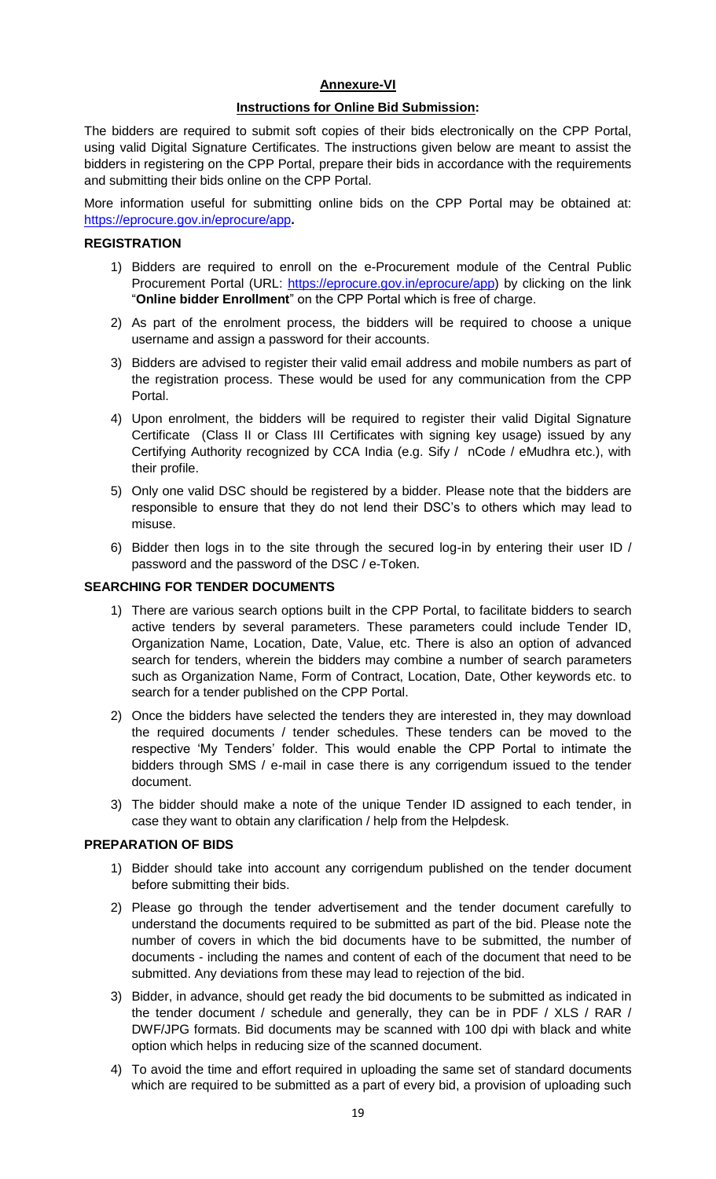**Annexure-VI**

**Instructions for Online Bid Submission:**

The bidders are required to submit soft copies of their bids electronically on the CPP Portal, using valid Digital Signature Certificates. The instructions given below are meant to assist the bidders in registering on the CPP Portal, prepare their bids in accordance with the requirements and submitting their bids online on the CPP Portal.

More information useful for submitting online bids on the CPP Portal may be obtained at: https://eprocure.gov.in/eprocure/app**.**

**REGISTRATION**

1) Bidders are required to enroll on the e-Procurement module of the Central Public Procurement Portal (URL: https://eprocure.gov.in/eprocure/app) by clicking on the link "**Online bidder Enrollment**" on the CPP Portal which is free of charge.
2) As part of the enrolment process, the bidders will be required to choose a unique username and assign a password for their accounts.
3) Bidders are advised to register their valid email address and mobile numbers as part of the registration process. These would be used for any communication from the CPP Portal.
4) Upon enrolment, the bidders will be required to register their valid Digital Signature Certificate (Class II or Class III Certificates with signing key usage) issued by any Certifying Authority recognized by CCA India (e.g. Sify / nCode / eMudhra etc.), with their profile.
5) Only one valid DSC should be registered by a bidder. Please note that the bidders are responsible to ensure that they do not lend their DSC's to others which may lead to misuse.
6) Bidder then logs in to the site through the secured log-in by entering their user ID / password and the password of the DSC / e-Token.

**SEARCHING FOR TENDER DOCUMENTS**

1) There are various search options built in the CPP Portal, to facilitate bidders to search active tenders by several parameters. These parameters could include Tender ID, Organization Name, Location, Date, Value, etc. There is also an option of advanced search for tenders, wherein the bidders may combine a number of search parameters such as Organization Name, Form of Contract, Location, Date, Other keywords etc. to search for a tender published on the CPP Portal.
2) Once the bidders have selected the tenders they are interested in, they may download the required documents / tender schedules. These tenders can be moved to the respective 'My Tenders' folder. This would enable the CPP Portal to intimate the bidders through SMS / e-mail in case there is any corrigendum issued to the tender document.
3) The bidder should make a note of the unique Tender ID assigned to each tender, in case they want to obtain any clarification / help from the Helpdesk.

**PREPARATION OF BIDS**

1) Bidder should take into account any corrigendum published on the tender document before submitting their bids.
2) Please go through the tender advertisement and the tender document carefully to understand the documents required to be submitted as part of the bid. Please note the number of covers in which the bid documents have to be submitted, the number of documents - including the names and content of each of the document that need to be submitted. Any deviations from these may lead to rejection of the bid.
3) Bidder, in advance, should get ready the bid documents to be submitted as indicated in the tender document / schedule and generally, they can be in PDF / XLS / RAR / DWF/JPG formats. Bid documents may be scanned with 100 dpi with black and white option which helps in reducing size of the scanned document.
4) To avoid the time and effort required in uploading the same set of standard documents which are required to be submitted as a part of every bid, a provision of uploading such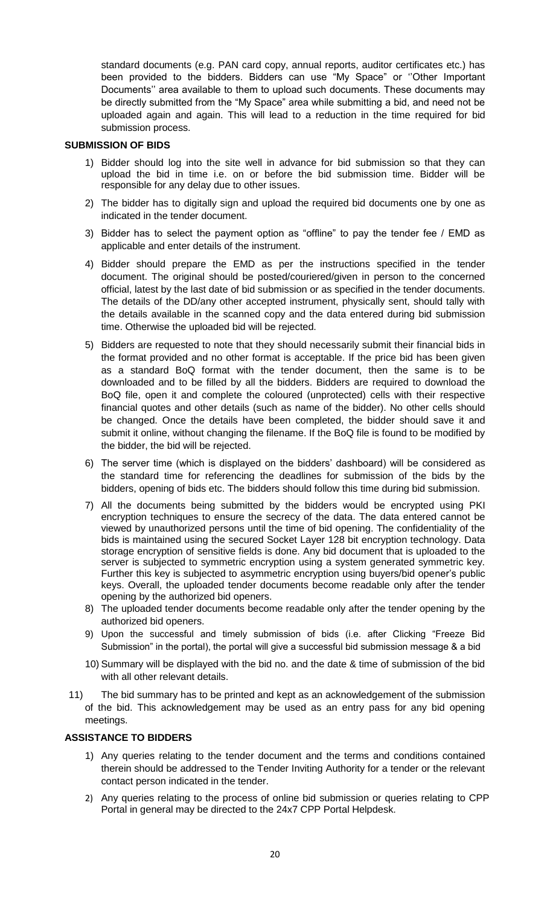standard documents (e.g. PAN card copy, annual reports, auditor certificates etc.) has been provided to the bidders. Bidders can use "My Space" or ''Other Important Documents'' area available to them to upload such documents. These documents may be directly submitted from the "My Space" area while submitting a bid, and need not be uploaded again and again. This will lead to a reduction in the time required for bid submission process.

**SUBMISSION OF BIDS**

1) Bidder should log into the site well in advance for bid submission so that they can upload the bid in time i.e. on or before the bid submission time. Bidder will be responsible for any delay due to other issues.

2) The bidder has to digitally sign and upload the required bid documents one by one as indicated in the tender document.

3) Bidder has to select the payment option as "offline" to pay the tender fee / EMD as applicable and enter details of the instrument.

4) Bidder should prepare the EMD as per the instructions specified in the tender document. The original should be posted/couriered/given in person to the concerned official, latest by the last date of bid submission or as specified in the tender documents. The details of the DD/any other accepted instrument, physically sent, should tally with the details available in the scanned copy and the data entered during bid submission time. Otherwise the uploaded bid will be rejected.

5) Bidders are requested to note that they should necessarily submit their financial bids in the format provided and no other format is acceptable. If the price bid has been given as a standard BoQ format with the tender document, then the same is to be downloaded and to be filled by all the bidders. Bidders are required to download the BoQ file, open it and complete the coloured (unprotected) cells with their respective financial quotes and other details (such as name of the bidder). No other cells should be changed. Once the details have been completed, the bidder should save it and submit it online, without changing the filename. If the BoQ file is found to be modified by the bidder, the bid will be rejected.

6) The server time (which is displayed on the bidders' dashboard) will be considered as the standard time for referencing the deadlines for submission of the bids by the bidders, opening of bids etc. The bidders should follow this time during bid submission.

7) All the documents being submitted by the bidders would be encrypted using PKI encryption techniques to ensure the secrecy of the data. The data entered cannot be viewed by unauthorized persons until the time of bid opening. The confidentiality of the bids is maintained using the secured Socket Layer 128 bit encryption technology. Data storage encryption of sensitive fields is done. Any bid document that is uploaded to the server is subjected to symmetric encryption using a system generated symmetric key. Further this key is subjected to asymmetric encryption using buyers/bid opener's public keys. Overall, the uploaded tender documents become readable only after the tender opening by the authorized bid openers.

8) The uploaded tender documents become readable only after the tender opening by the authorized bid openers.

9) Upon the successful and timely submission of bids (i.e. after Clicking "Freeze Bid Submission" in the portal), the portal will give a successful bid submission message & a bid

10) Summary will be displayed with the bid no. and the date & time of submission of the bid with all other relevant details.

11) The bid summary has to be printed and kept as an acknowledgement of the submission of the bid. This acknowledgement may be used as an entry pass for any bid opening meetings.

**ASSISTANCE TO BIDDERS**

1) Any queries relating to the tender document and the terms and conditions contained therein should be addressed to the Tender Inviting Authority for a tender or the relevant contact person indicated in the tender.

2) Any queries relating to the process of online bid submission or queries relating to CPP Portal in general may be directed to the 24x7 CPP Portal Helpdesk.